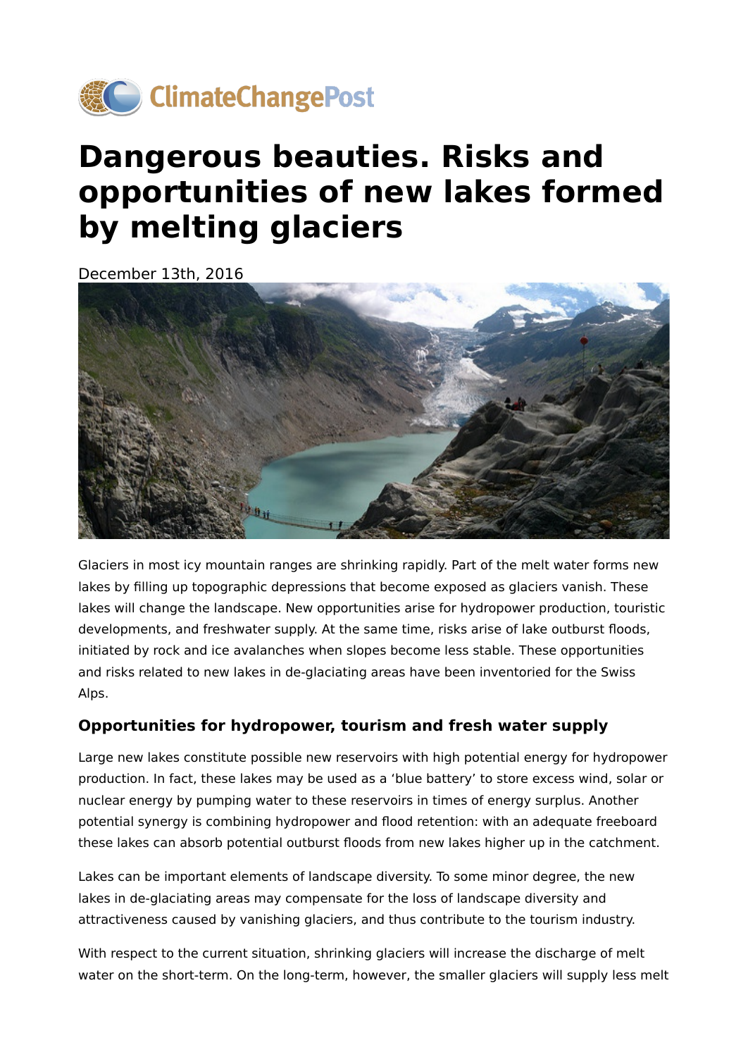# Dangerous beauties. Risks and opportunities of new lakes formed by melting glaciers

December 13th, 2016

Glaciers in most icy mountain ranges are shrinking rapidly. Part of the melt water forms new lakes by filling up topographic depressions that become exposed as glaciers vanish. These lakes will change the landscape. New opportunities arise for hydropower production, touristic developments, and freshwater supply. At the same time, risks arise of lake outburst floods, initiated by rock and ice avalanches when slopes become less stable. These opportunities and risks related to new lakes in de-glaciating areas have been inventoried for the Swiss Alps.

### Opportunities for hydropower, tourism and fresh water supply

Large new lakes constitute possible new reservoirs with high potential energy for hydropower production. In fact, these lakes may be used as a 'blue battery' to store excess wind, solar or nuclear energy by pumping water to these reservoirs in times of energy surplus. Another potential synergy is combining hydropower and flood retention: with an adequate freeboard these lakes can absorb potential outburst floods from new lakes higher up in the catchment.

Lakes can be important elements of landscape diversity. To some minor degree, the new lakes in de-glaciating areas may compensate for the loss of landscape diversity and attractiveness caused by vanishing glaciers, and thus contribute to the tourism industry.

With respect to the current situation, shrinking glaciers will increase the discharge of melt water on the short-term. On the long-term, however, the smaller glaciers will supply less melt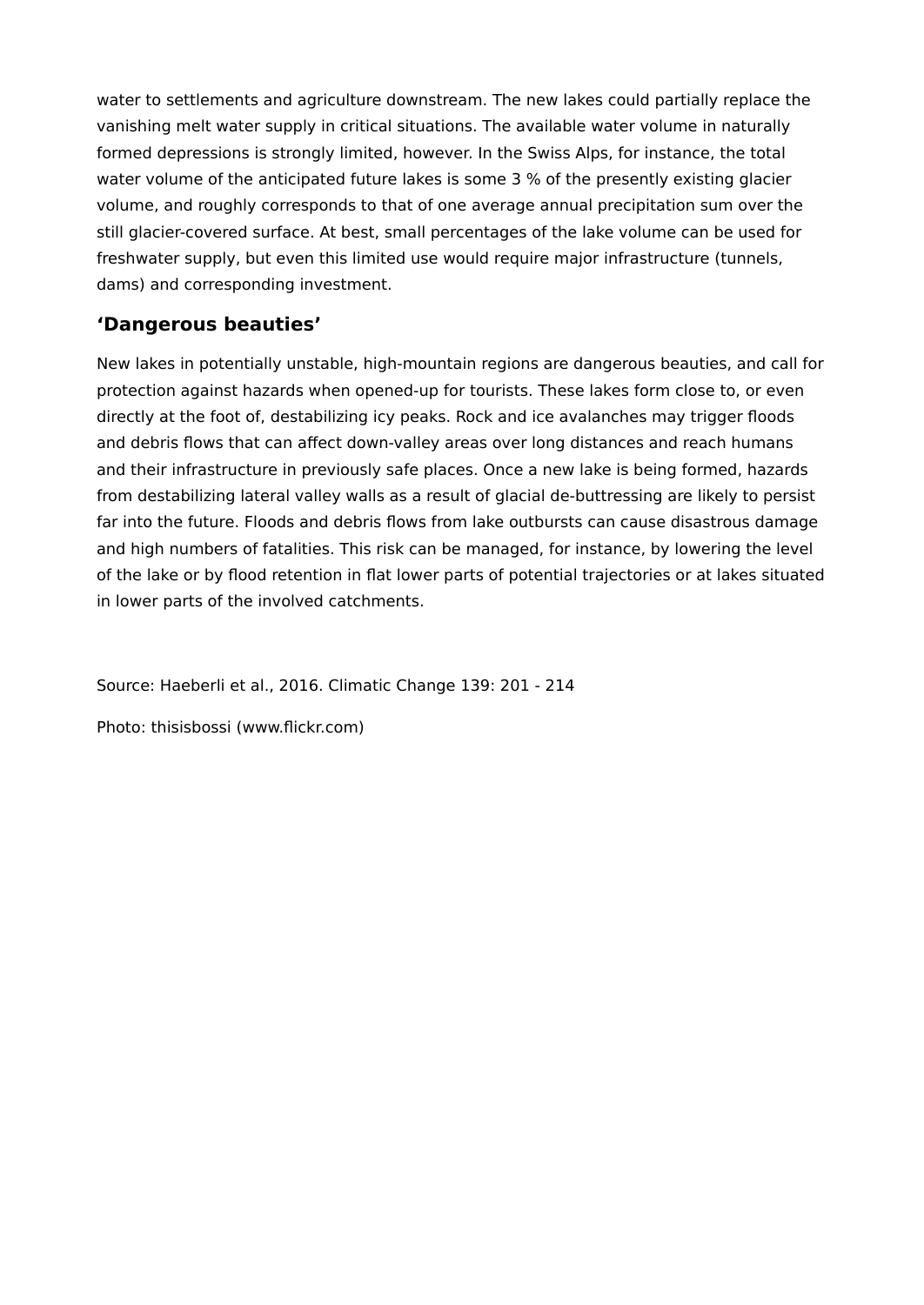water to settlements and agriculture downstream. The new lakes could partially replace the vanishing melt water supply in critical situations. The available water volume in naturally formed depressions is strongly limited, however. In the Swiss Alps, for instance, the total water volume of the anticipated future lakes is some 3 % of the presently existing glacier volume, and roughly corresponds to that of one average annual precipitation sum over the still glacier-covered surface. At best, small percentages of the lake volume can be used for freshwater supply, but even this limited use would require major infrastructure (tunnels, dams) and corresponding investment.

## ‘Dangerous beauties’

New lakes in potentially unstable, high-mountain regions are dangerous beauties, and call for protection against hazards when opened-up for tourists. These lakes form close to, or even directly at the foot of, destabilizing icy peaks. Rock and ice avalanches may trigger floods and debris flows that can affect down-valley areas over long distances and reach humans and their infrastructure in previously safe places. Once a new lake is being formed, hazards from destabilizing lateral valley walls as a result of glacial de-buttressing are likely to persist far into the future. Floods and debris flows from lake outbursts can cause disastrous damage and high numbers of fatalities. This risk can be managed, for instance, by lowering the level of the lake or by flood retention in flat lower parts of potential trajectories or at lakes situated in lower parts of the involved catchments.

Source: Haeberli et al., 2016. Climatic Change 139: 201 - 214

Photo: thisisbossi (www.flickr.com)